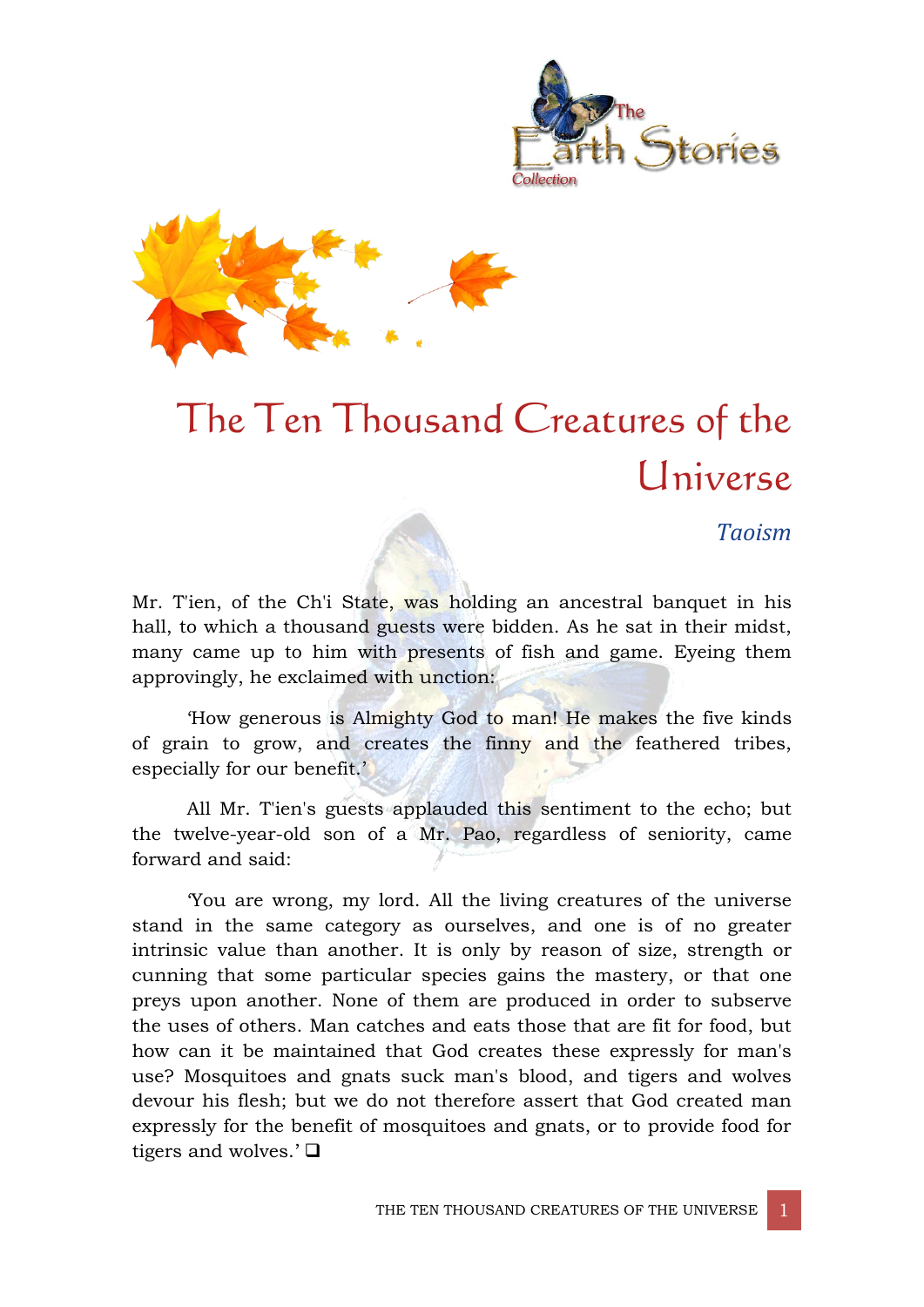# The Ten Thousand Creatures of the Universe

*Taoism*

Mr. T'ien, of the Ch'i State, was holding an ancestral banquet in his hall, to which a thousand guests were bidden. As he sat in their midst, many came up to him with presents of fish and game. Eyeing them approvingly, he exclaimed with unction:

'How generous is Almighty God to man! He makes the five kinds of grain to grow, and creates the finny and the feathered tribes, especially for our benefit.'

All Mr. T'ien's guests applauded this sentiment to the echo; but the twelve-year-old son of a Mr. Pao, regardless of seniority, came forward and said:

'You are wrong, my lord. All the living creatures of the universe stand in the same category as ourselves, and one is of no greater intrinsic value than another. It is only by reason of size, strength or cunning that some particular species gains the mastery, or that one preys upon another. None of them are produced in order to subserve the uses of others. Man catches and eats those that are fit for food, but how can it be maintained that God creates these expressly for man's use? Mosquitoes and gnats suck man's blood, and tigers and wolves devour his flesh; but we do not therefore assert that God created man expressly for the benefit of mosquitoes and gnats, or to provide food for tigers and wolves.' ❑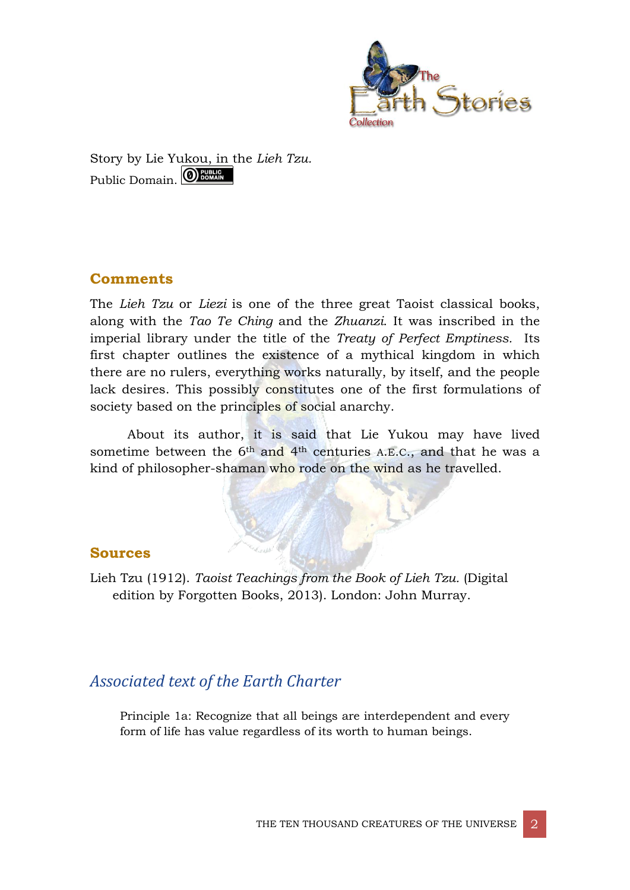Story by Lie Yukou, in the *Lieh Tzu*.
Public Domain.

## Comments

The *Lieh Tzu* or *Liezi* is one of the three great Taoist classical books, along with the *Tao Te Ching* and the *Zhuanzi*. It was inscribed in the imperial library under the title of the *Treaty of Perfect Emptiness*. Its first chapter outlines the existence of a mythical kingdom in which there are no rulers, everything works naturally, by itself, and the people lack desires. This possibly constitutes one of the first formulations of society based on the principles of social anarchy.

About its author, it is said that Lie Yukou may have lived sometime between the 6th and 4th centuries A.E.C., and that he was a kind of philosopher-shaman who rode on the wind as he travelled.

## Sources

Lieh Tzu (1912). *Taoist Teachings from the Book of Lieh Tzu.* (Digital edition by Forgotten Books, 2013). London: John Murray.

## *Associated text of the Earth Charter*

Principle 1a: Recognize that all beings are interdependent and every form of life has value regardless of its worth to human beings.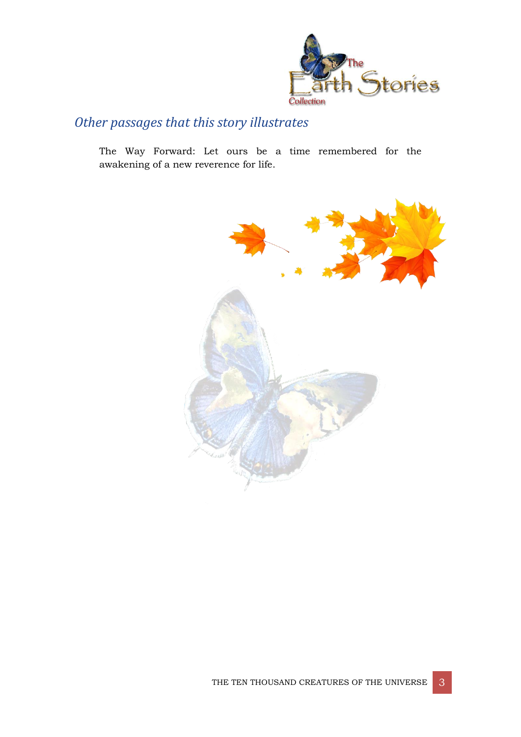## *Other passages that this story illustrates*

The Way Forward: Let ours be a time remembered for the awakening of a new reverence for life.